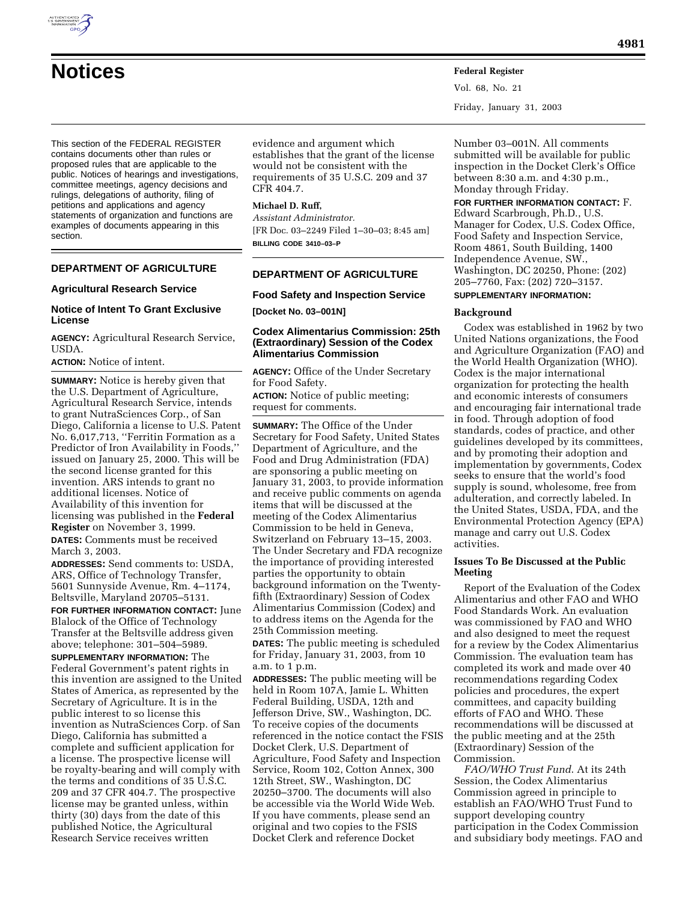# Notices

This section of the FEDERAL REGISTER contains documents other than rules or proposed rules that are applicable to the public. Notices of hearings and investigations, committee meetings, agency decisions and rulings, delegations of authority, filing of petitions and applications and agency statements of organization and functions are examples of documents appearing in this section.

## DEPARTMENT OF AGRICULTURE

### Agricultural Research Service

### Notice of Intent To Grant Exclusive License

**AGENCY:** Agricultural Research Service, USDA.

**ACTION:** Notice of intent.

**SUMMARY:** Notice is hereby given that the U.S. Department of Agriculture, Agricultural Research Service, intends to grant NutraSciences Corp., of San Diego, California a license to U.S. Patent No. 6,017,713, ''Ferritin Formation as a Predictor of Iron Availability in Foods,'' issued on January 25, 2000. This will be the second license granted for this invention. ARS intends to grant no additional licenses. Notice of Availability of this invention for licensing was published in the **Federal Register** on November 3, 1999.

**DATES:** Comments must be received March 3, 2003.

**ADDRESSES:** Send comments to: USDA, ARS, Office of Technology Transfer, 5601 Sunnyside Avenue, Rm. 4–1174, Beltsville, Maryland 20705–5131.

**FOR FURTHER INFORMATION CONTACT:** June Blalock of the Office of Technology Transfer at the Beltsville address given above; telephone: 301–504–5989.

**SUPPLEMENTARY INFORMATION:** The Federal Government's patent rights in this invention are assigned to the United States of America, as represented by the Secretary of Agriculture. It is in the public interest to so license this invention as NutraSciences Corp. of San Diego, California has submitted a complete and sufficient application for a license. The prospective license will be royalty-bearing and will comply with the terms and conditions of 35 U.S.C. 209 and 37 CFR 404.7. The prospective license may be granted unless, within thirty (30) days from the date of this published Notice, the Agricultural Research Service receives written evidence and argument which establishes that the grant of the license would not be consistent with the requirements of 35 U.S.C. 209 and 37 CFR 404.7.

**Michael D. Ruff,**

*Assistant Administrator.*

[FR Doc. 03–2249 Filed 1–30–03; 8:45 am]

**BILLING CODE 3410–03–P**

## DEPARTMENT OF AGRICULTURE

### Food Safety and Inspection Service

**[Docket No. 03–001N]**

### Codex Alimentarius Commission: 25th (Extraordinary) Session of the Codex Alimentarius Commission

**AGENCY:** Office of the Under Secretary for Food Safety.

**ACTION:** Notice of public meeting; request for comments.

**SUMMARY:** The Office of the Under Secretary for Food Safety, United States Department of Agriculture, and the Food and Drug Administration (FDA) are sponsoring a public meeting on January 31, 2003, to provide information and receive public comments on agenda items that will be discussed at the meeting of the Codex Alimentarius Commission to be held in Geneva, Switzerland on February 13–15, 2003. The Under Secretary and FDA recognize the importance of providing interested parties the opportunity to obtain background information on the Twenty-fifth (Extraordinary) Session of Codex Alimentarius Commission (Codex) and to address items on the Agenda for the 25th Commission meeting.

**DATES:** The public meeting is scheduled for Friday, January 31, 2003, from 10 a.m. to 1 p.m.

**ADDRESSES:** The public meeting will be held in Room 107A, Jamie L. Whitten Federal Building, USDA, 12th and Jefferson Drive, SW., Washington, DC. To receive copies of the documents referenced in the notice contact the FSIS Docket Clerk, U.S. Department of Agriculture, Food Safety and Inspection Service, Room 102, Cotton Annex, 300 12th Street, SW., Washington, DC 20250–3700. The documents will also be accessible via the World Wide Web. If you have comments, please send an original and two copies to the FSIS Docket Clerk and reference Docket Number 03–001N. All comments submitted will be available for public inspection in the Docket Clerk's Office between 8:30 a.m. and 4:30 p.m., Monday through Friday.

**FOR FURTHER INFORMATION CONTACT:** F. Edward Scarbrough, Ph.D., U.S. Manager for Codex, U.S. Codex Office, Food Safety and Inspection Service, Room 4861, South Building, 1400 Independence Avenue, SW., Washington, DC 20250, Phone: (202) 205–7760, Fax: (202) 720–3157.

**SUPPLEMENTARY INFORMATION:**

#### Background

Codex was established in 1962 by two United Nations organizations, the Food and Agriculture Organization (FAO) and the World Health Organization (WHO). Codex is the major international organization for protecting the health and economic interests of consumers and encouraging fair international trade in food. Through adoption of food standards, codes of practice, and other guidelines developed by its committees, and by promoting their adoption and implementation by governments, Codex seeks to ensure that the world's food supply is sound, wholesome, free from adulteration, and correctly labeled. In the United States, USDA, FDA, and the Environmental Protection Agency (EPA) manage and carry out U.S. Codex activities.

#### Issues To Be Discussed at the Public Meeting

Report of the Evaluation of the Codex Alimentarius and other FAO and WHO Food Standards Work. An evaluation was commissioned by FAO and WHO and also designed to meet the request for a review by the Codex Alimentarius Commission. The evaluation team has completed its work and made over 40 recommendations regarding Codex policies and procedures, the expert committees, and capacity building efforts of FAO and WHO. These recommendations will be discussed at the public meeting and at the 25th (Extraordinary) Session of the Commission.

*FAO/WHO Trust Fund.* At its 24th Session, the Codex Alimentarius Commission agreed in principle to establish an FAO/WHO Trust Fund to support developing country participation in the Codex Commission and subsidiary body meetings. FAO and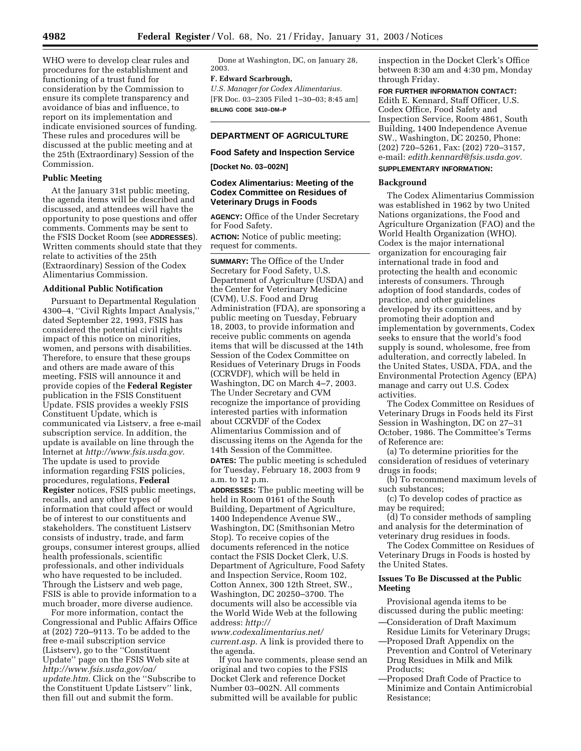WHO were to develop clear rules and procedures for the establishment and functioning of a trust fund for consideration by the Commission to ensure its complete transparency and avoidance of bias and influence, to report on its implementation and indicate envisioned sources of funding. These rules and procedures will be discussed at the public meeting and at the 25th (Extraordinary) Session of the Commission.

**Public Meeting**

At the January 31st public meeting, the agenda items will be described and discussed, and attendees will have the opportunity to pose questions and offer comments. Comments may be sent to the FSIS Docket Room (see **ADDRESSES**). Written comments should state that they relate to activities of the 25th (Extraordinary) Session of the Codex Alimentarius Commission.

**Additional Public Notification**

Pursuant to Departmental Regulation 4300–4, ''Civil Rights Impact Analysis,'' dated September 22, 1993, FSIS has considered the potential civil rights impact of this notice on minorities, women, and persons with disabilities. Therefore, to ensure that these groups and others are made aware of this meeting, FSIS will announce it and provide copies of the **Federal Register** publication in the FSIS Constituent Update. FSIS provides a weekly FSIS Constituent Update, which is communicated via Listserv, a free e-mail subscription service. In addition, the update is available on line through the Internet at *http://www.fsis.usda.gov*. The update is used to provide information regarding FSIS policies, procedures, regulations, **Federal Register** notices, FSIS public meetings, recalls, and any other types of information that could affect or would be of interest to our constituents and stakeholders. The constituent Listserv consists of industry, trade, and farm groups, consumer interest groups, allied health professionals, scientific professionals, and other individuals who have requested to be included. Through the Listserv and web page, FSIS is able to provide information to a much broader, more diverse audience.

For more information, contact the Congressional and Public Affairs Office at (202) 720–9113. To be added to the free e-mail subscription service (Listserv), go to the ''Constituent Update'' page on the FSIS Web site at *http://www.fsis.usda.gov/oa/update.htm*. Click on the ''Subscribe to the Constituent Update Listserv'' link, then fill out and submit the form.

Done at Washington, DC, on January 28, 2003.

**F. Edward Scarbrough,**

*U.S. Manager for Codex Alimentarius.*

[FR Doc. 03–2305 Filed 1–30–03; 8:45 am]

**BILLING CODE 3410–DM–P**

## DEPARTMENT OF AGRICULTURE

### Food Safety and Inspection Service

**[Docket No. 03–002N]**

### Codex Alimentarius: Meeting of the Codex Committee on Residues of Veterinary Drugs in Foods

**AGENCY:** Office of the Under Secretary for Food Safety.

**ACTION:** Notice of public meeting; request for comments.

**SUMMARY:** The Office of the Under Secretary for Food Safety, U.S. Department of Agriculture (USDA) and the Center for Veterinary Medicine (CVM), U.S. Food and Drug Administration (FDA), are sponsoring a public meeting on Tuesday, February 18, 2003, to provide information and receive public comments on agenda items that will be discussed at the 14th Session of the Codex Committee on Residues of Veterinary Drugs in Foods (CCRVDF), which will be held in Washington, DC on March 4–7, 2003. The Under Secretary and CVM recognize the importance of providing interested parties with information about CCRVDF of the Codex Alimentarius Commission and of discussing items on the Agenda for the 14th Session of the Committee.

**DATES:** The public meeting is scheduled for Tuesday, February 18, 2003 from 9 a.m. to 12 p.m.

**ADDRESSES:** The public meeting will be held in Room 0161 of the South Building, Department of Agriculture, 1400 Independence Avenue SW., Washington, DC (Smithsonian Metro Stop). To receive copies of the documents referenced in the notice contact the FSIS Docket Clerk, U.S. Department of Agriculture, Food Safety and Inspection Service, Room 102, Cotton Annex, 300 12th Street, SW., Washington, DC 20250–3700. The documents will also be accessible via the World Wide Web at the following address: *http://www.codexalimentarius.net/current.asp.* A link is provided there to the agenda.

If you have comments, please send an original and two copies to the FSIS Docket Clerk and reference Docket Number 03–002N. All comments submitted will be available for public inspection in the Docket Clerk's Office between 8:30 am and 4:30 pm, Monday through Friday.

**FOR FURTHER INFORMATION CONTACT:** Edith E. Kennard, Staff Officer, U.S. Codex Office, Food Safety and Inspection Service, Room 4861, South Building, 1400 Independence Avenue SW., Washington, DC 20250, Phone: (202) 720–5261, Fax: (202) 720–3157, e-mail: *edith.kennard@fsis.usda.gov.*

**SUPPLEMENTARY INFORMATION:**

**Background**

The Codex Alimentarius Commission was established in 1962 by two United Nations organizations, the Food and Agriculture Organization (FAO) and the World Health Organization (WHO). Codex is the major international organization for encouraging fair international trade in food and protecting the health and economic interests of consumers. Through adoption of food standards, codes of practice, and other guidelines developed by its committees, and by promoting their adoption and implementation by governments, Codex seeks to ensure that the world's food supply is sound, wholesome, free from adulteration, and correctly labeled. In the United States, USDA, FDA, and the Environmental Protection Agency (EPA) manage and carry out U.S. Codex activities.

The Codex Committee on Residues of Veterinary Drugs in Foods held its First Session in Washington, DC on 27–31 October, 1986. The Committee's Terms of Reference are:

(a) To determine priorities for the consideration of residues of veterinary drugs in foods;

(b) To recommend maximum levels of such substances;

(c) To develop codes of practice as may be required;

(d) To consider methods of sampling and analysis for the determination of veterinary drug residues in foods.

The Codex Committee on Residues of Veterinary Drugs in Foods is hosted by the United States.

**Issues To Be Discussed at the Public Meeting**

Provisional agenda items to be discussed during the public meeting:

—Consideration of Draft Maximum Residue Limits for Veterinary Drugs;

—Proposed Draft Appendix on the Prevention and Control of Veterinary Drug Residues in Milk and Milk Products;

—Proposed Draft Code of Practice to Minimize and Contain Antimicrobial Resistance;